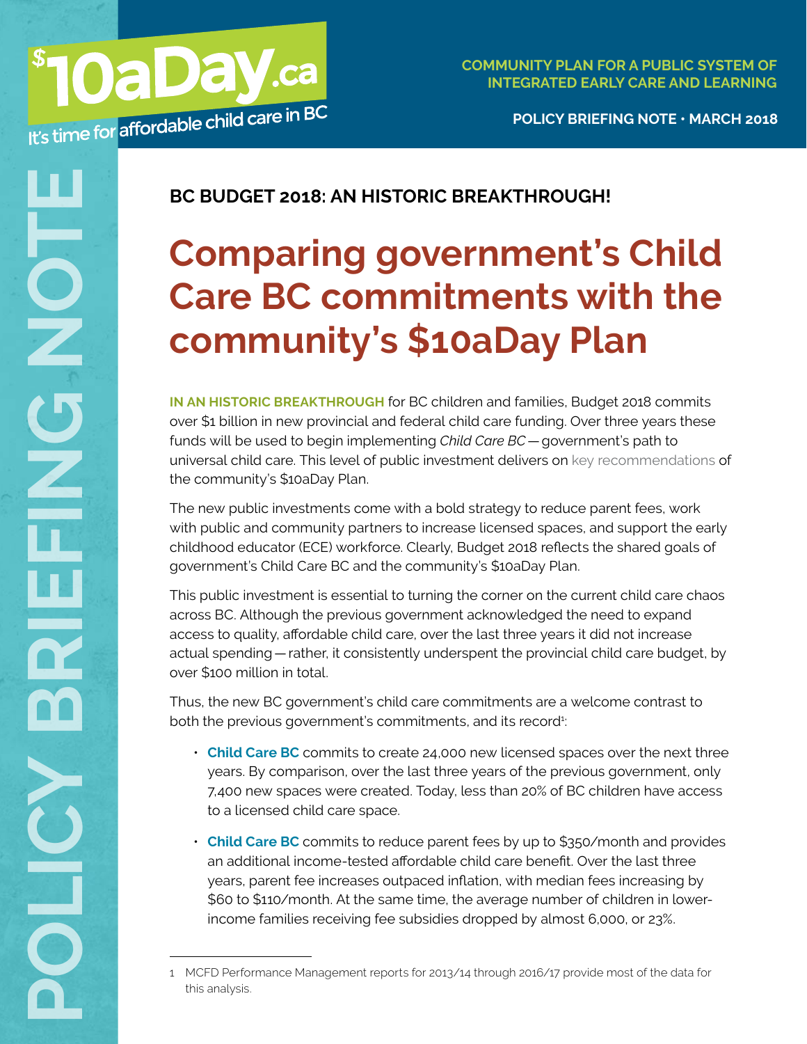$10aDay.ca

It's time for affordable child care in BC

COMMUNITY PLAN FOR A PUBLIC SYSTEM OF INTEGRATED EARLY CARE AND LEARNING

POLICY BRIEFING NOTE • MARCH 2018

POLICY BRIEFING NOTE

**BC BUDGET 2018: AN HISTORIC BREAKTHROUGH!**

# Comparing government's Child Care BC commitments with the community's $10aDay Plan

**IN AN HISTORIC BREAKTHROUGH** for BC children and families, Budget 2018 commits over $1 billion in new provincial and federal child care funding. Over three years these funds will be used to begin implementing *Child Care BC* — government's path to universal child care. This level of public investment delivers on key recommendations of the community's $10aDay Plan.

The new public investments come with a bold strategy to reduce parent fees, work with public and community partners to increase licensed spaces, and support the early childhood educator (ECE) workforce. Clearly, Budget 2018 reflects the shared goals of government's Child Care BC and the community's $10aDay Plan.

This public investment is essential to turning the corner on the current child care chaos across BC. Although the previous government acknowledged the need to expand access to quality, affordable child care, over the last three years it did not increase actual spending — rather, it consistently underspent the provincial child care budget, by over $100 million in total.

Thus, the new BC government's child care commitments are a welcome contrast to both the previous government's commitments, and its record[1]:

- **Child Care BC** commits to create 24,000 new licensed spaces over the next three years. By comparison, over the last three years of the previous government, only 7,400 new spaces were created. Today, less than 20% of BC children have access to a licensed child care space.
- **Child Care BC** commits to reduce parent fees by up to $350/month and provides an additional income-tested affordable child care benefit. Over the last three years, parent fee increases outpaced inflation, with median fees increasing by $60 to $110/month. At the same time, the average number of children in lower-income families receiving fee subsidies dropped by almost 6,000, or 23%.

---

1 MCFD Performance Management reports for 2013/14 through 2016/17 provide most of the data for this analysis.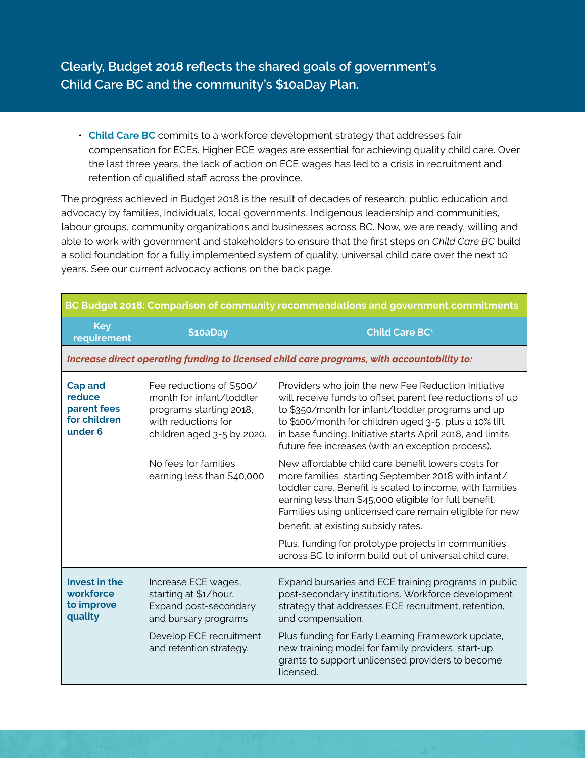## Clearly, Budget 2018 reflects the shared goals of government's Child Care BC and the community's $10aDay Plan.

- **Child Care BC** commits to a workforce development strategy that addresses fair compensation for ECEs. Higher ECE wages are essential for achieving quality child care. Over the last three years, the lack of action on ECE wages has led to a crisis in recruitment and retention of qualified staff across the province.

The progress achieved in Budget 2018 is the result of decades of research, public education and advocacy by families, individuals, local governments, Indigenous leadership and communities, labour groups, community organizations and businesses across BC. Now, we are ready, willing and able to work with government and stakeholders to ensure that the first steps on *Child Care BC* build a solid foundation for a fully implemented system of quality, universal child care over the next 10 years. See our current advocacy actions on the back page.

| BC Budget 2018: Comparison of community recommendations and government commitments | | |
|---|---|---|
| **Key requirement** | **$10aDay** | **Child Care BC**[1] |
| ***Increase direct operating funding to licensed child care programs, with accountability to:*** | | |
| **Cap and reduce parent fees for children under 6** | Fee reductions of $500/month for infant/toddler programs starting 2018, with reductions for children aged 3-5 by 2020. | Providers who join the new Fee Reduction Initiative will receive funds to offset parent fee reductions of up to $350/month for infant/toddler programs and up to $100/month for children aged 3-5, plus a 10% lift in base funding. Initiative starts April 2018, and limits future fee increases (with an exception process). |
| | No fees for families earning less than $40,000. | New affordable child care benefit lowers costs for more families, starting September 2018 with infant/toddler care. Benefit is scaled to income, with families earning less than $45,000 eligible for full benefit. Families using unlicensed care remain eligible for new benefit, at existing subsidy rates. |
| | | Plus, funding for prototype projects in communities across BC to inform build out of universal child care. |
| **Invest in the workforce to improve quality** | Increase ECE wages, starting at $1/hour. Expand post-secondary and bursary programs. | Expand bursaries and ECE training programs in public post-secondary institutions. Workforce development strategy that addresses ECE recruitment, retention, and compensation. |
| | Develop ECE recruitment and retention strategy. | Plus funding for Early Learning Framework update, new training model for family providers, start-up grants to support unlicensed providers to become licensed. |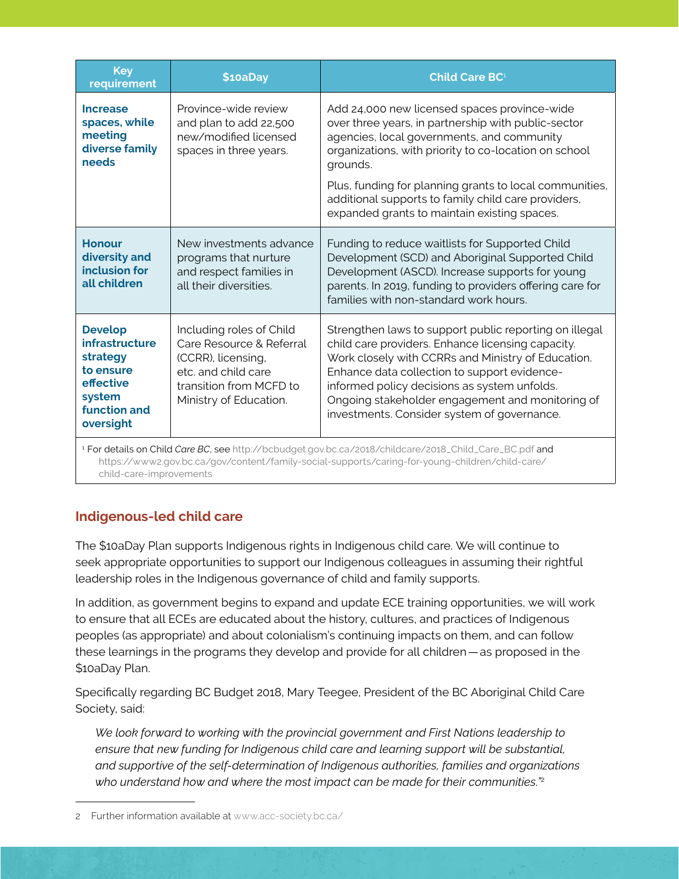| Key requirement | $10aDay | Child Care BC[1] |
|---|---|---|
| **Increase spaces, while meeting diverse family needs** | Province-wide review and plan to add 22,500 new/modified licensed spaces in three years. | Add 24,000 new licensed spaces province-wide over three years, in partnership with public-sector agencies, local governments, and community organizations, with priority to co-location on school grounds. Plus, funding for planning grants to local communities, additional supports to family child care providers, expanded grants to maintain existing spaces. |
| **Honour diversity and inclusion for all children** | New investments advance programs that nurture and respect families in all their diversities. | Funding to reduce waitlists for Supported Child Development (SCD) and Aboriginal Supported Child Development (ASCD). Increase supports for young parents. In 2019, funding to providers offering care for families with non-standard work hours. |
| **Develop infrastructure strategy to ensure effective system function and oversight** | Including roles of Child Care Resource & Referral (CCRR), licensing, etc. and child care transition from MCFD to Ministry of Education. | Strengthen laws to support public reporting on illegal child care providers. Enhance licensing capacity. Work closely with CCRRs and Ministry of Education. Enhance data collection to support evidence-informed policy decisions as system unfolds. Ongoing stakeholder engagement and monitoring of investments. Consider system of governance. |

[1] For details on Child *Care BC*, see http://bcbudget.gov.bc.ca/2018/childcare/2018_Child_Care_BC.pdf and https://www2.gov.bc.ca/gov/content/family-social-supports/caring-for-young-children/child-care/child-care-improvements

## Indigenous-led child care

The $10aDay Plan supports Indigenous rights in Indigenous child care. We will continue to seek appropriate opportunities to support our Indigenous colleagues in assuming their rightful leadership roles in the Indigenous governance of child and family supports.

In addition, as government begins to expand and update ECE training opportunities, we will work to ensure that all ECEs are educated about the history, cultures, and practices of Indigenous peoples (as appropriate) and about colonialism's continuing impacts on them, and can follow these learnings in the programs they develop and provide for all children — as proposed in the $10aDay Plan.

Specifically regarding BC Budget 2018, Mary Teegee, President of the BC Aboriginal Child Care Society, said:

> *We look forward to working with the provincial government and First Nations leadership to ensure that new funding for Indigenous child care and learning support will be substantial, and supportive of the self-determination of Indigenous authorities, families and organizations who understand how and where the most impact can be made for their communities."*[2]

2 Further information available at www.acc-society.bc.ca/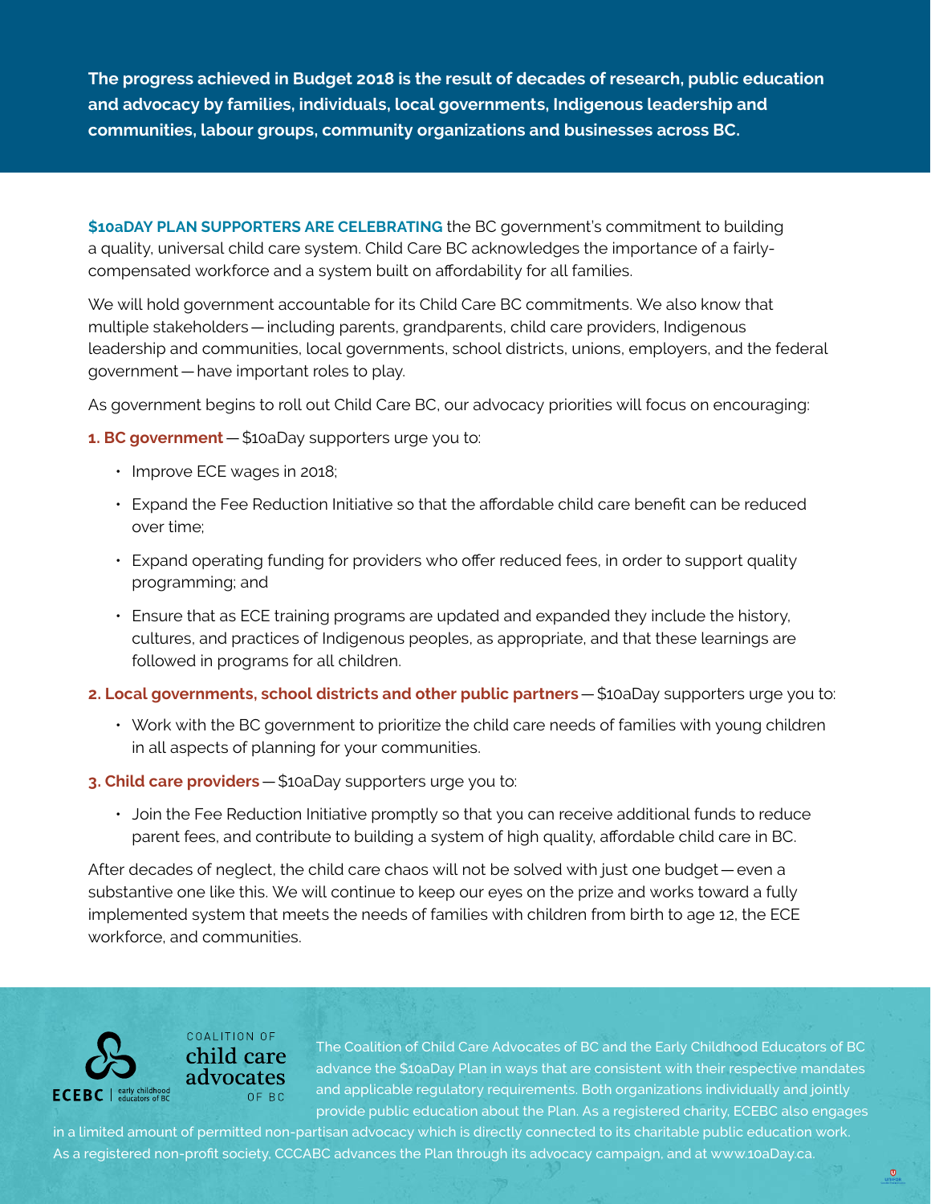**The progress achieved in Budget 2018 is the result of decades of research, public education and advocacy by families, individuals, local governments, Indigenous leadership and communities, labour groups, community organizations and businesses across BC.**

**$10aDAY PLAN SUPPORTERS ARE CELEBRATING** the BC government's commitment to building a quality, universal child care system. Child Care BC acknowledges the importance of a fairly-compensated workforce and a system built on affordability for all families.

We will hold government accountable for its Child Care BC commitments. We also know that multiple stakeholders — including parents, grandparents, child care providers, Indigenous leadership and communities, local governments, school districts, unions, employers, and the federal government — have important roles to play.

As government begins to roll out Child Care BC, our advocacy priorities will focus on encouraging:

**1. BC government** — $10aDay supporters urge you to:

- Improve ECE wages in 2018;
- Expand the Fee Reduction Initiative so that the affordable child care benefit can be reduced over time;
- Expand operating funding for providers who offer reduced fees, in order to support quality programming; and
- Ensure that as ECE training programs are updated and expanded they include the history, cultures, and practices of Indigenous peoples, as appropriate, and that these learnings are followed in programs for all children.

**2. Local governments, school districts and other public partners** — $10aDay supporters urge you to:

- Work with the BC government to prioritize the child care needs of families with young children in all aspects of planning for your communities.

**3. Child care providers** — $10aDay supporters urge you to:

- Join the Fee Reduction Initiative promptly so that you can receive additional funds to reduce parent fees, and contribute to building a system of high quality, affordable child care in BC.

After decades of neglect, the child care chaos will not be solved with just one budget — even a substantive one like this. We will continue to keep our eyes on the prize and works toward a fully implemented system that meets the needs of families with children from birth to age 12, the ECE workforce, and communities.

ECEBC | early childhood educators of BC

COALITION OF child care advocates OF BC

The Coalition of Child Care Advocates of BC and the Early Childhood Educators of BC advance the $10aDay Plan in ways that are consistent with their respective mandates and applicable regulatory requirements. Both organizations individually and jointly provide public education about the Plan. As a registered charity, ECEBC also engages in a limited amount of permitted non-partisan advocacy which is directly connected to its charitable public education work. As a registered non-profit society, CCCABC advances the Plan through its advocacy campaign, and at www.10aDay.ca.